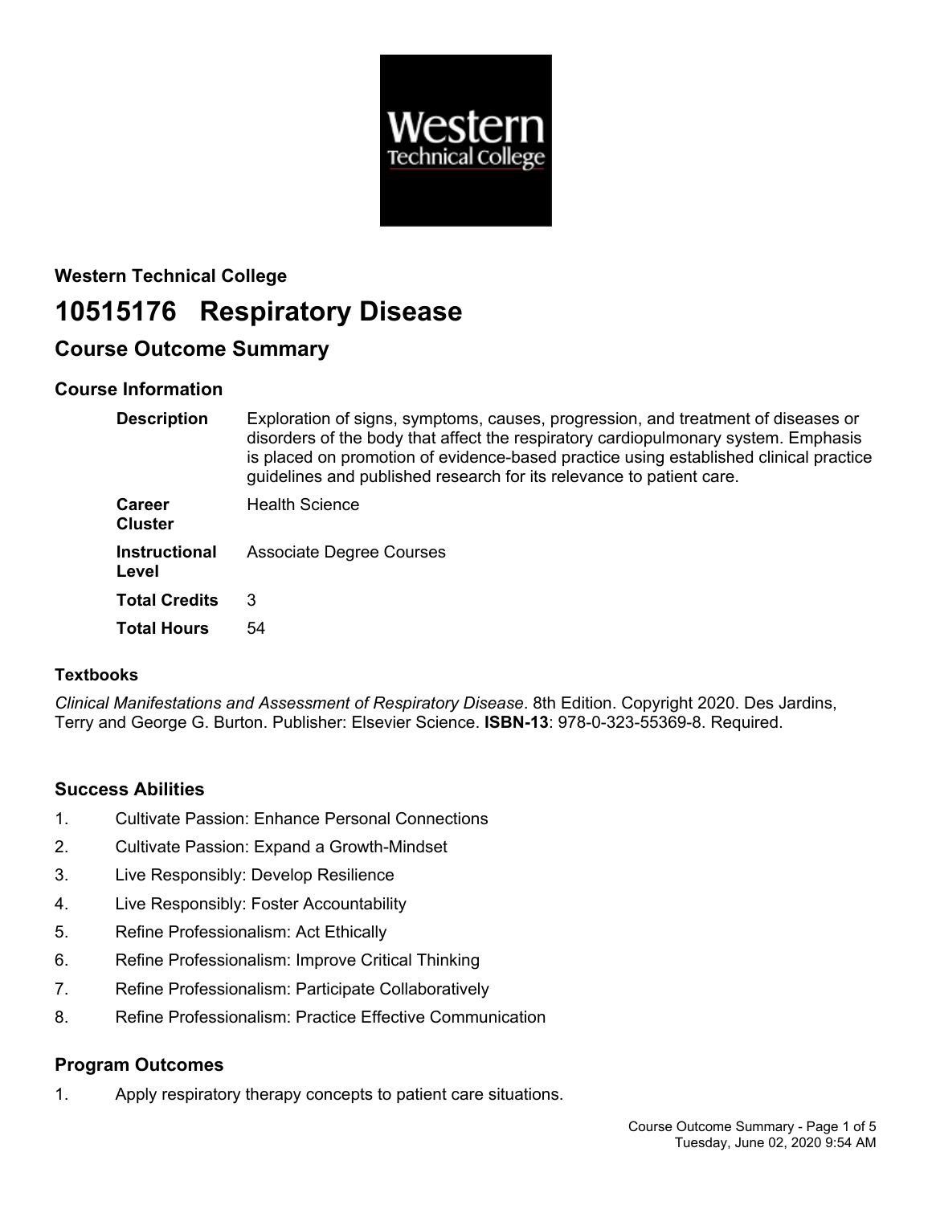**Western Technical College**

# 10515176 Respiratory Disease

## Course Outcome Summary

### Course Information

| | |
|---|---|
| **Description** | Exploration of signs, symptoms, causes, progression, and treatment of diseases or disorders of the body that affect the respiratory cardiopulmonary system. Emphasis is placed on promotion of evidence-based practice using established clinical practice guidelines and published research for its relevance to patient care. |
| **Career Cluster** | Health Science |
| **Instructional Level** | Associate Degree Courses |
| **Total Credits** | 3 |
| **Total Hours** | 54 |

### Textbooks

*Clinical Manifestations and Assessment of Respiratory Disease*. 8th Edition. Copyright 2020. Des Jardins, Terry and George G. Burton. Publisher: Elsevier Science. **ISBN-13**: 978-0-323-55369-8. Required.

### Success Abilities

1. Cultivate Passion: Enhance Personal Connections
2. Cultivate Passion: Expand a Growth-Mindset
3. Live Responsibly: Develop Resilience
4. Live Responsibly: Foster Accountability
5. Refine Professionalism: Act Ethically
6. Refine Professionalism: Improve Critical Thinking
7. Refine Professionalism: Participate Collaboratively
8. Refine Professionalism: Practice Effective Communication

### Program Outcomes

1. Apply respiratory therapy concepts to patient care situations.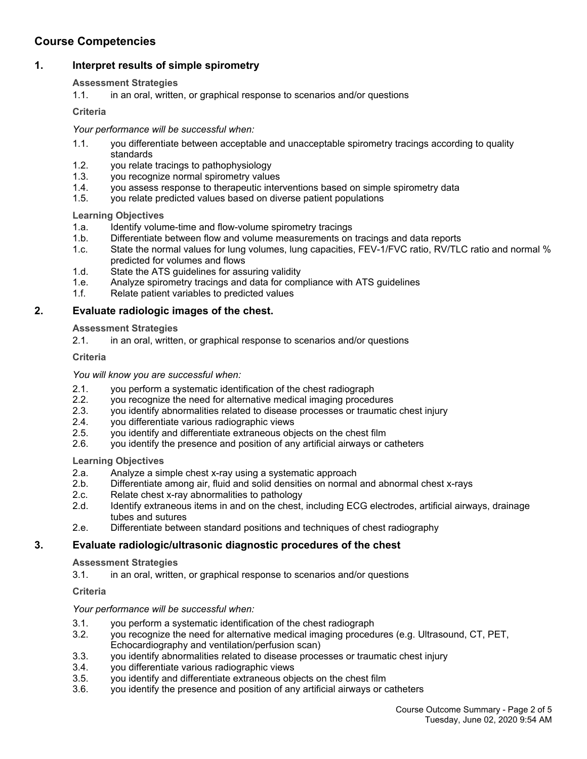## Course Competencies

### 1. Interpret results of simple spirometry

**Assessment Strategies**

1.1. in an oral, written, or graphical response to scenarios and/or questions

**Criteria**

*Your performance will be successful when:*

1.1. you differentiate between acceptable and unacceptable spirometry tracings according to quality standards
1.2. you relate tracings to pathophysiology
1.3. you recognize normal spirometry values
1.4. you assess response to therapeutic interventions based on simple spirometry data
1.5. you relate predicted values based on diverse patient populations

**Learning Objectives**

1.a. Identify volume-time and flow-volume spirometry tracings
1.b. Differentiate between flow and volume measurements on tracings and data reports
1.c. State the normal values for lung volumes, lung capacities, FEV-1/FVC ratio, RV/TLC ratio and normal % predicted for volumes and flows
1.d. State the ATS guidelines for assuring validity
1.e. Analyze spirometry tracings and data for compliance with ATS guidelines
1.f. Relate patient variables to predicted values

### 2. Evaluate radiologic images of the chest.

**Assessment Strategies**

2.1. in an oral, written, or graphical response to scenarios and/or questions

**Criteria**

*You will know you are successful when:*

2.1. you perform a systematic identification of the chest radiograph
2.2. you recognize the need for alternative medical imaging procedures
2.3. you identify abnormalities related to disease processes or traumatic chest injury
2.4. you differentiate various radiographic views
2.5. you identify and differentiate extraneous objects on the chest film
2.6. you identify the presence and position of any artificial airways or catheters

**Learning Objectives**

2.a. Analyze a simple chest x-ray using a systematic approach
2.b. Differentiate among air, fluid and solid densities on normal and abnormal chest x-rays
2.c. Relate chest x-ray abnormalities to pathology
2.d. Identify extraneous items in and on the chest, including ECG electrodes, artificial airways, drainage tubes and sutures
2.e. Differentiate between standard positions and techniques of chest radiography

### 3. Evaluate radiologic/ultrasonic diagnostic procedures of the chest

**Assessment Strategies**

3.1. in an oral, written, or graphical response to scenarios and/or questions

**Criteria**

*Your performance will be successful when:*

3.1. you perform a systematic identification of the chest radiograph
3.2. you recognize the need for alternative medical imaging procedures (e.g. Ultrasound, CT, PET, Echocardiography and ventilation/perfusion scan)
3.3. you identify abnormalities related to disease processes or traumatic chest injury
3.4. you differentiate various radiographic views
3.5. you identify and differentiate extraneous objects on the chest film
3.6. you identify the presence and position of any artificial airways or catheters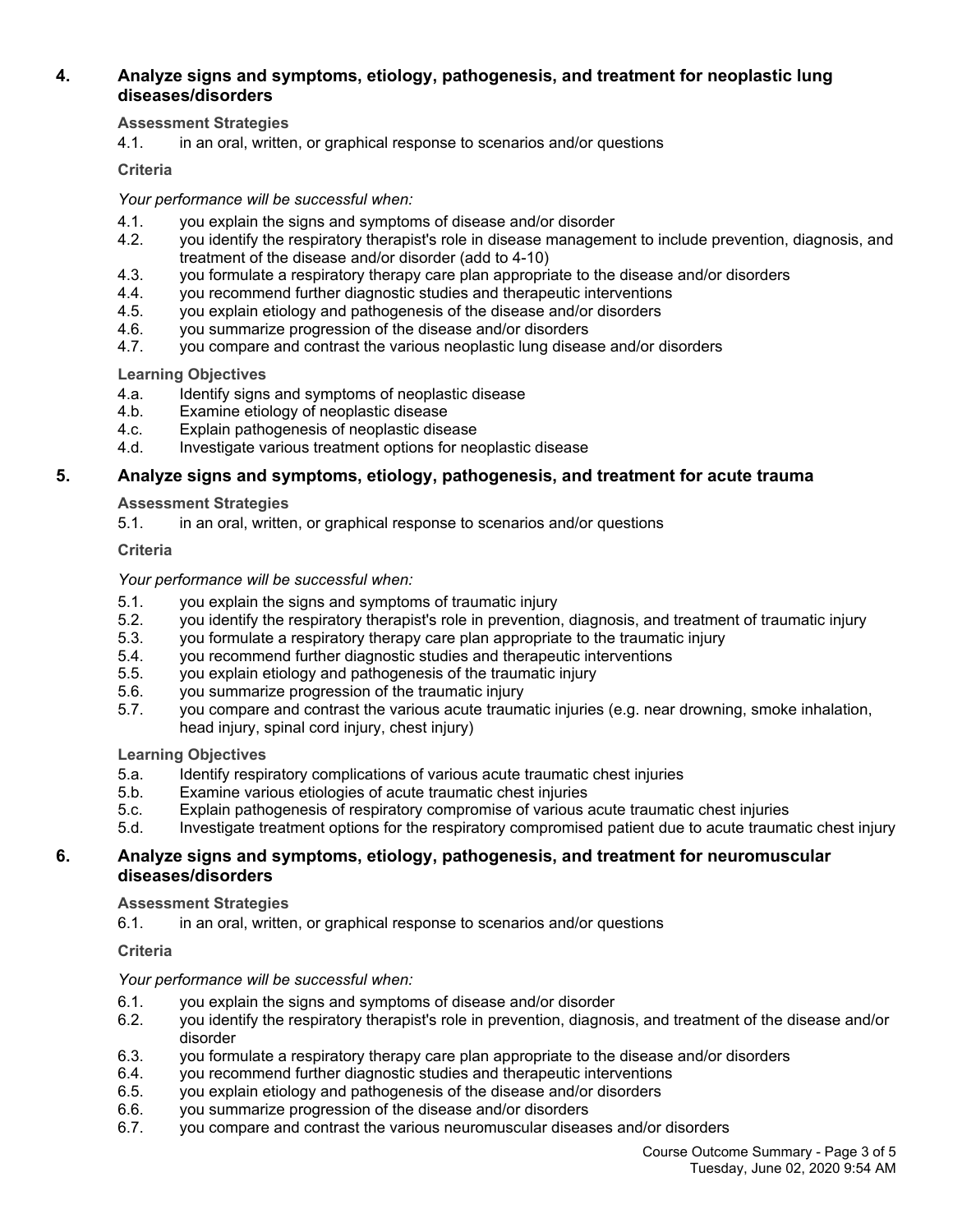## 4. Analyze signs and symptoms, etiology, pathogenesis, and treatment for neoplastic lung diseases/disorders

**Assessment Strategies**

4.1. in an oral, written, or graphical response to scenarios and/or questions

**Criteria**

*Your performance will be successful when:*

4.1. you explain the signs and symptoms of disease and/or disorder
4.2. you identify the respiratory therapist's role in disease management to include prevention, diagnosis, and treatment of the disease and/or disorder (add to 4-10)
4.3. you formulate a respiratory therapy care plan appropriate to the disease and/or disorders
4.4. you recommend further diagnostic studies and therapeutic interventions
4.5. you explain etiology and pathogenesis of the disease and/or disorders
4.6. you summarize progression of the disease and/or disorders
4.7. you compare and contrast the various neoplastic lung disease and/or disorders

**Learning Objectives**

4.a. Identify signs and symptoms of neoplastic disease
4.b. Examine etiology of neoplastic disease
4.c. Explain pathogenesis of neoplastic disease
4.d. Investigate various treatment options for neoplastic disease

## 5. Analyze signs and symptoms, etiology, pathogenesis, and treatment for acute trauma

**Assessment Strategies**

5.1. in an oral, written, or graphical response to scenarios and/or questions

**Criteria**

*Your performance will be successful when:*

5.1. you explain the signs and symptoms of traumatic injury
5.2. you identify the respiratory therapist's role in prevention, diagnosis, and treatment of traumatic injury
5.3. you formulate a respiratory therapy care plan appropriate to the traumatic injury
5.4. you recommend further diagnostic studies and therapeutic interventions
5.5. you explain etiology and pathogenesis of the traumatic injury
5.6. you summarize progression of the traumatic injury
5.7. you compare and contrast the various acute traumatic injuries (e.g. near drowning, smoke inhalation, head injury, spinal cord injury, chest injury)

**Learning Objectives**

5.a. Identify respiratory complications of various acute traumatic chest injuries
5.b. Examine various etiologies of acute traumatic chest injuries
5.c. Explain pathogenesis of respiratory compromise of various acute traumatic chest injuries
5.d. Investigate treatment options for the respiratory compromised patient due to acute traumatic chest injury

## 6. Analyze signs and symptoms, etiology, pathogenesis, and treatment for neuromuscular diseases/disorders

**Assessment Strategies**

6.1. in an oral, written, or graphical response to scenarios and/or questions

**Criteria**

*Your performance will be successful when:*

6.1. you explain the signs and symptoms of disease and/or disorder
6.2. you identify the respiratory therapist's role in prevention, diagnosis, and treatment of the disease and/or disorder
6.3. you formulate a respiratory therapy care plan appropriate to the disease and/or disorders
6.4. you recommend further diagnostic studies and therapeutic interventions
6.5. you explain etiology and pathogenesis of the disease and/or disorders
6.6. you summarize progression of the disease and/or disorders
6.7. you compare and contrast the various neuromuscular diseases and/or disorders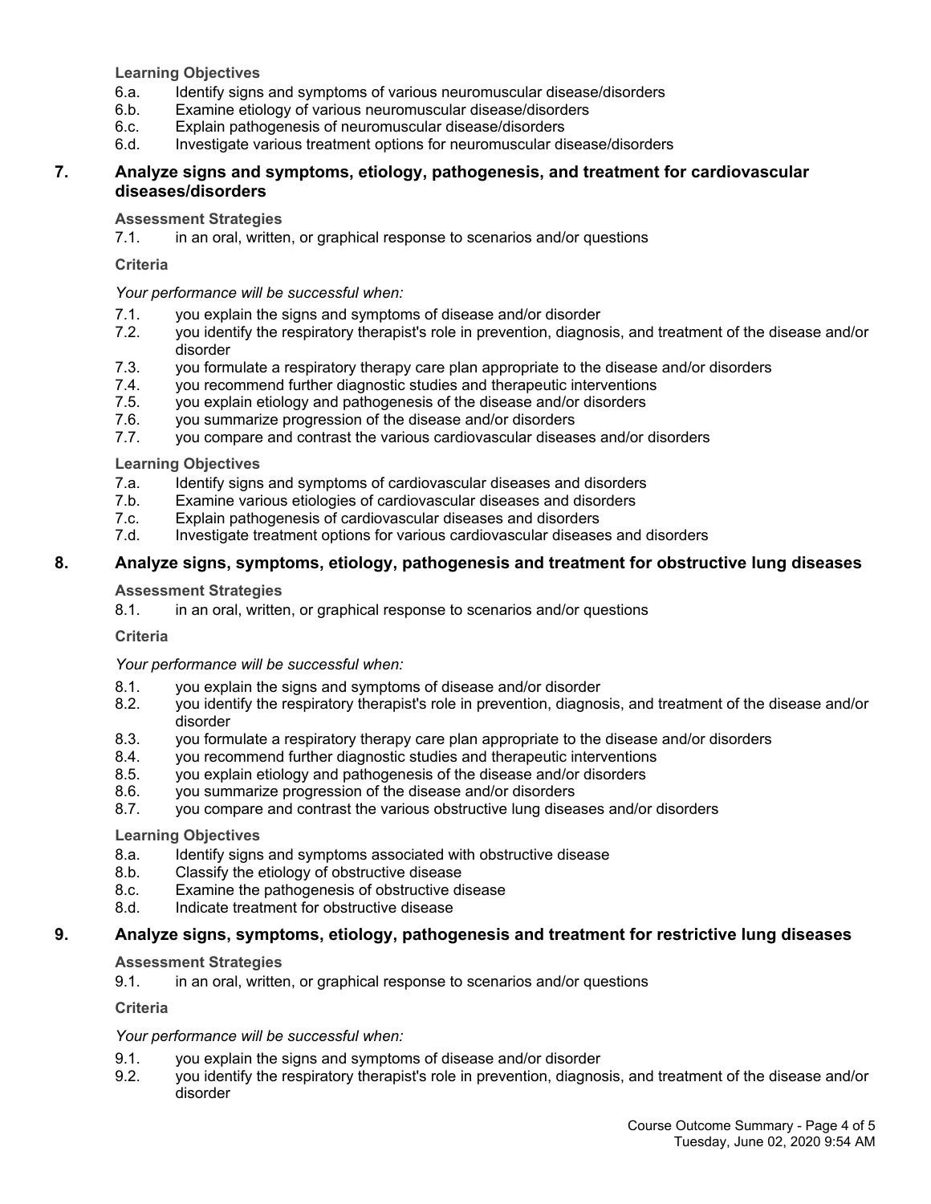**Learning Objectives**

6.a. Identify signs and symptoms of various neuromuscular disease/disorders
6.b. Examine etiology of various neuromuscular disease/disorders
6.c. Explain pathogenesis of neuromuscular disease/disorders
6.d. Investigate various treatment options for neuromuscular disease/disorders

## 7. Analyze signs and symptoms, etiology, pathogenesis, and treatment for cardiovascular diseases/disorders

**Assessment Strategies**

7.1. in an oral, written, or graphical response to scenarios and/or questions

**Criteria**

*Your performance will be successful when:*

7.1. you explain the signs and symptoms of disease and/or disorder
7.2. you identify the respiratory therapist's role in prevention, diagnosis, and treatment of the disease and/or disorder
7.3. you formulate a respiratory therapy care plan appropriate to the disease and/or disorders
7.4. you recommend further diagnostic studies and therapeutic interventions
7.5. you explain etiology and pathogenesis of the disease and/or disorders
7.6. you summarize progression of the disease and/or disorders
7.7. you compare and contrast the various cardiovascular diseases and/or disorders

**Learning Objectives**

7.a. Identify signs and symptoms of cardiovascular diseases and disorders
7.b. Examine various etiologies of cardiovascular diseases and disorders
7.c. Explain pathogenesis of cardiovascular diseases and disorders
7.d. Investigate treatment options for various cardiovascular diseases and disorders

## 8. Analyze signs, symptoms, etiology, pathogenesis and treatment for obstructive lung diseases

**Assessment Strategies**

8.1. in an oral, written, or graphical response to scenarios and/or questions

**Criteria**

*Your performance will be successful when:*

8.1. you explain the signs and symptoms of disease and/or disorder
8.2. you identify the respiratory therapist's role in prevention, diagnosis, and treatment of the disease and/or disorder
8.3. you formulate a respiratory therapy care plan appropriate to the disease and/or disorders
8.4. you recommend further diagnostic studies and therapeutic interventions
8.5. you explain etiology and pathogenesis of the disease and/or disorders
8.6. you summarize progression of the disease and/or disorders
8.7. you compare and contrast the various obstructive lung diseases and/or disorders

**Learning Objectives**

8.a. Identify signs and symptoms associated with obstructive disease
8.b. Classify the etiology of obstructive disease
8.c. Examine the pathogenesis of obstructive disease
8.d. Indicate treatment for obstructive disease

## 9. Analyze signs, symptoms, etiology, pathogenesis and treatment for restrictive lung diseases

**Assessment Strategies**

9.1. in an oral, written, or graphical response to scenarios and/or questions

**Criteria**

*Your performance will be successful when:*

9.1. you explain the signs and symptoms of disease and/or disorder
9.2. you identify the respiratory therapist's role in prevention, diagnosis, and treatment of the disease and/or disorder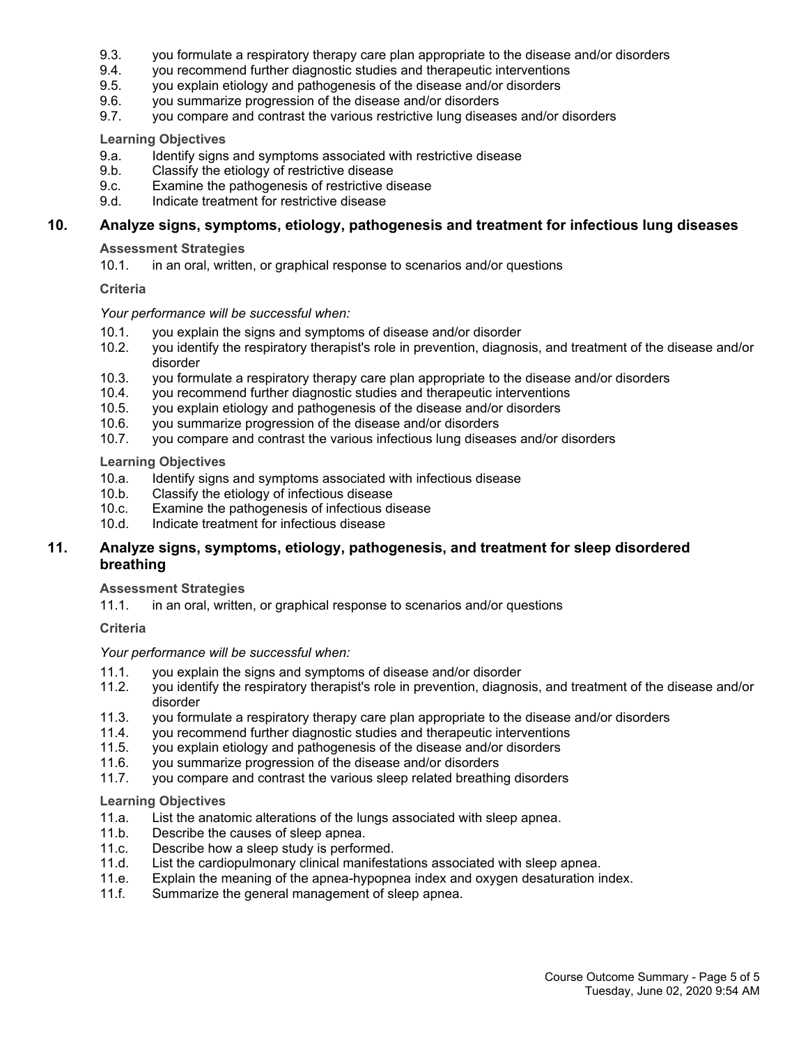9.3. you formulate a respiratory therapy care plan appropriate to the disease and/or disorders
9.4. you recommend further diagnostic studies and therapeutic interventions
9.5. you explain etiology and pathogenesis of the disease and/or disorders
9.6. you summarize progression of the disease and/or disorders
9.7. you compare and contrast the various restrictive lung diseases and/or disorders

**Learning Objectives**

9.a. Identify signs and symptoms associated with restrictive disease
9.b. Classify the etiology of restrictive disease
9.c. Examine the pathogenesis of restrictive disease
9.d. Indicate treatment for restrictive disease

## 10. Analyze signs, symptoms, etiology, pathogenesis and treatment for infectious lung diseases

**Assessment Strategies**

10.1. in an oral, written, or graphical response to scenarios and/or questions

**Criteria**

*Your performance will be successful when:*

10.1. you explain the signs and symptoms of disease and/or disorder
10.2. you identify the respiratory therapist's role in prevention, diagnosis, and treatment of the disease and/or disorder
10.3. you formulate a respiratory therapy care plan appropriate to the disease and/or disorders
10.4. you recommend further diagnostic studies and therapeutic interventions
10.5. you explain etiology and pathogenesis of the disease and/or disorders
10.6. you summarize progression of the disease and/or disorders
10.7. you compare and contrast the various infectious lung diseases and/or disorders

**Learning Objectives**

10.a. Identify signs and symptoms associated with infectious disease
10.b. Classify the etiology of infectious disease
10.c. Examine the pathogenesis of infectious disease
10.d. Indicate treatment for infectious disease

## 11. Analyze signs, symptoms, etiology, pathogenesis, and treatment for sleep disordered breathing

**Assessment Strategies**

11.1. in an oral, written, or graphical response to scenarios and/or questions

**Criteria**

*Your performance will be successful when:*

11.1. you explain the signs and symptoms of disease and/or disorder
11.2. you identify the respiratory therapist's role in prevention, diagnosis, and treatment of the disease and/or disorder
11.3. you formulate a respiratory therapy care plan appropriate to the disease and/or disorders
11.4. you recommend further diagnostic studies and therapeutic interventions
11.5. you explain etiology and pathogenesis of the disease and/or disorders
11.6. you summarize progression of the disease and/or disorders
11.7. you compare and contrast the various sleep related breathing disorders

**Learning Objectives**

11.a. List the anatomic alterations of the lungs associated with sleep apnea.
11.b. Describe the causes of sleep apnea.
11.c. Describe how a sleep study is performed.
11.d. List the cardiopulmonary clinical manifestations associated with sleep apnea.
11.e. Explain the meaning of the apnea-hypopnea index and oxygen desaturation index.
11.f. Summarize the general management of sleep apnea.